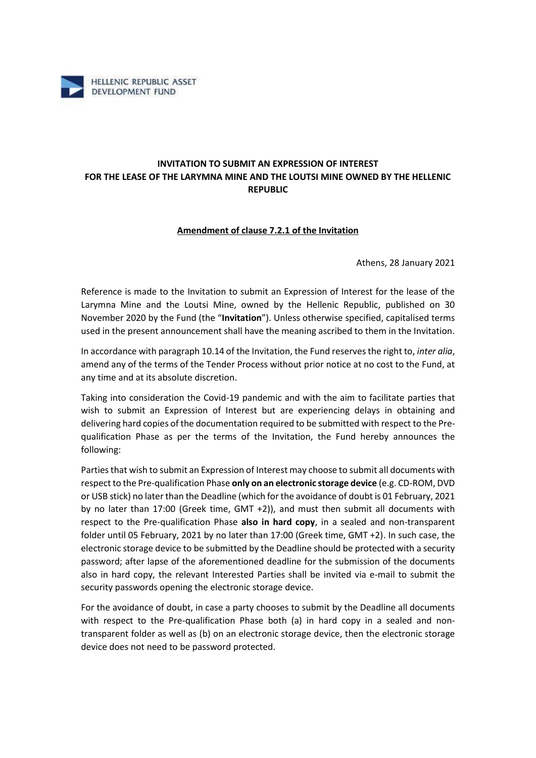HELLENIC REPUBLIC ASSET DEVELOPMENT FUND

**INVITATION TO SUBMIT AN EXPRESSION OF INTEREST FOR THE LEASE OF THE LARYMNA MINE AND THE LOUTSI MINE OWNED BY THE HELLENIC REPUBLIC**

**Amendment of clause 7.2.1 of the Invitation**

Athens, 28 January 2021

Reference is made to the Invitation to submit an Expression of Interest for the lease of the Larymna Mine and the Loutsi Mine, owned by the Hellenic Republic, published on 30 November 2020 by the Fund (the "**Invitation**"). Unless otherwise specified, capitalised terms used in the present announcement shall have the meaning ascribed to them in the Invitation.

In accordance with paragraph 10.14 of the Invitation, the Fund reserves the right to, *inter alia*, amend any of the terms of the Tender Process without prior notice at no cost to the Fund, at any time and at its absolute discretion.

Taking into consideration the Covid-19 pandemic and with the aim to facilitate parties that wish to submit an Expression of Interest but are experiencing delays in obtaining and delivering hard copies of the documentation required to be submitted with respect to the Pre-qualification Phase as per the terms of the Invitation, the Fund hereby announces the following:

Parties that wish to submit an Expression of Interest may choose to submit all documents with respect to the Pre-qualification Phase **only on an electronic storage device** (e.g. CD-ROM, DVD or USB stick) no later than the Deadline (which for the avoidance of doubt is 01 February, 2021 by no later than 17:00 (Greek time, GMT +2)), and must then submit all documents with respect to the Pre-qualification Phase **also in hard copy**, in a sealed and non-transparent folder until 05 February, 2021 by no later than 17:00 (Greek time, GMT +2). In such case, the electronic storage device to be submitted by the Deadline should be protected with a security password; after lapse of the aforementioned deadline for the submission of the documents also in hard copy, the relevant Interested Parties shall be invited via e-mail to submit the security passwords opening the electronic storage device.

For the avoidance of doubt, in case a party chooses to submit by the Deadline all documents with respect to the Pre-qualification Phase both (a) in hard copy in a sealed and non-transparent folder as well as (b) on an electronic storage device, then the electronic storage device does not need to be password protected.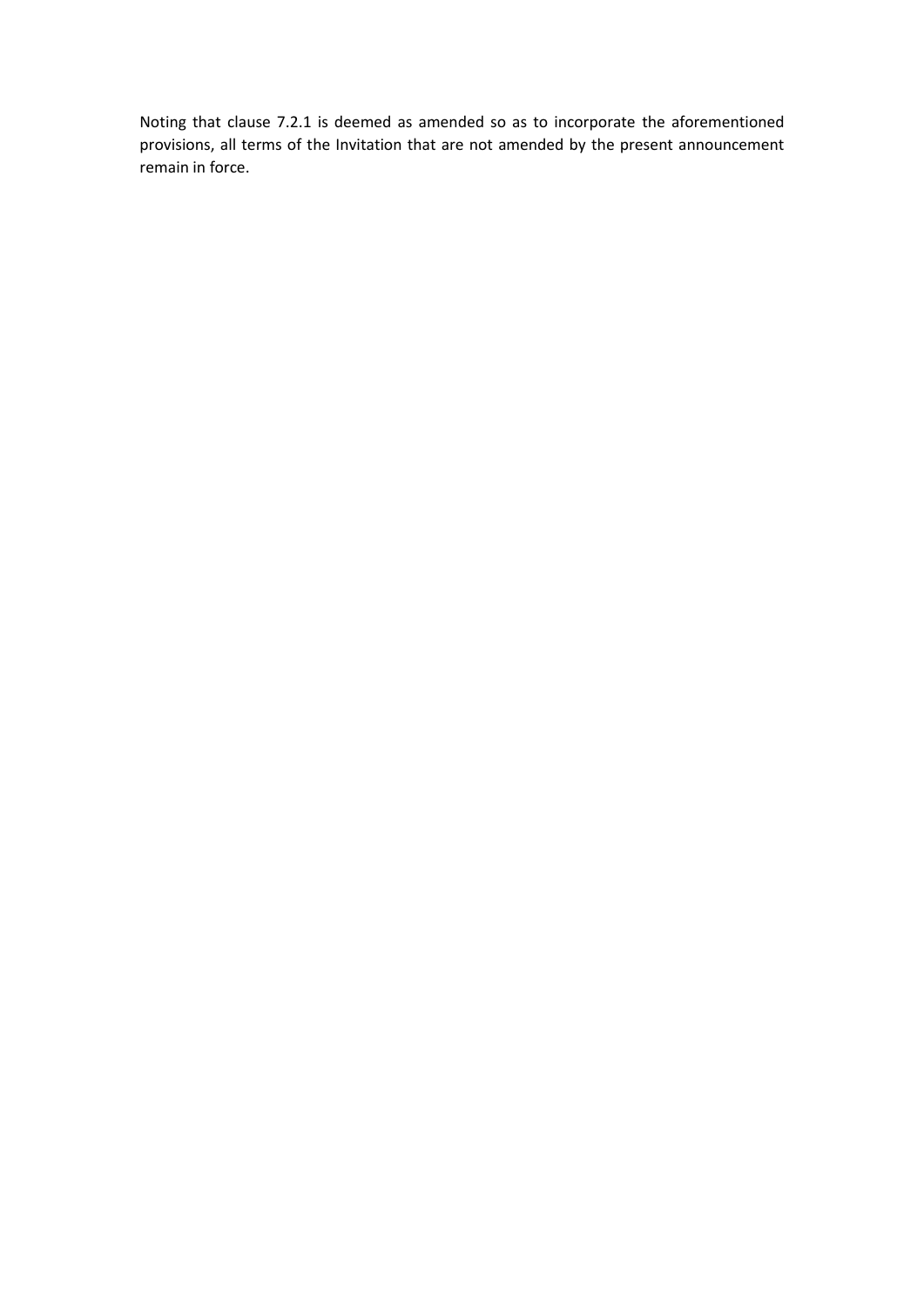Noting that clause 7.2.1 is deemed as amended so as to incorporate the aforementioned provisions, all terms of the Invitation that are not amended by the present announcement remain in force.